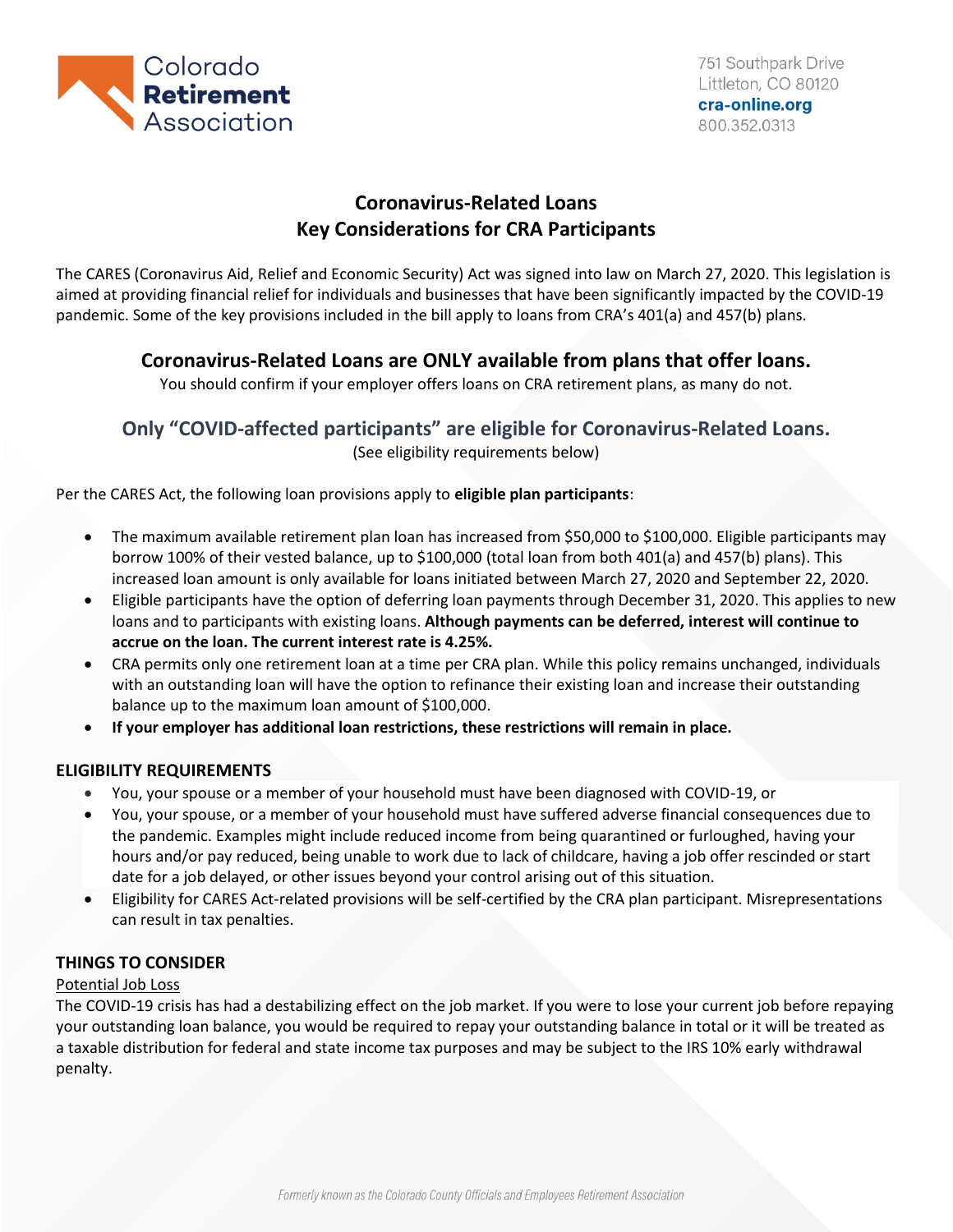Colorado **Retirement** Association

751 Southpark Drive
Littleton, CO 80120
**cra-online.org**
800.352.0313

# Coronavirus-Related Loans
# Key Considerations for CRA Participants

The CARES (Coronavirus Aid, Relief and Economic Security) Act was signed into law on March 27, 2020. This legislation is aimed at providing financial relief for individuals and businesses that have been significantly impacted by the COVID-19 pandemic. Some of the key provisions included in the bill apply to loans from CRA's 401(a) and 457(b) plans.

## Coronavirus-Related Loans are ONLY available from plans that offer loans.

You should confirm if your employer offers loans on CRA retirement plans, as many do not.

## Only "COVID-affected participants" are eligible for Coronavirus-Related Loans.

(See eligibility requirements below)

Per the CARES Act, the following loan provisions apply to **eligible plan participants**:

- The maximum available retirement plan loan has increased from $50,000 to $100,000. Eligible participants may borrow 100% of their vested balance, up to $100,000 (total loan from both 401(a) and 457(b) plans). This increased loan amount is only available for loans initiated between March 27, 2020 and September 22, 2020.
- Eligible participants have the option of deferring loan payments through December 31, 2020. This applies to new loans and to participants with existing loans. **Although payments can be deferred, interest will continue to accrue on the loan. The current interest rate is 4.25%.**
- CRA permits only one retirement loan at a time per CRA plan. While this policy remains unchanged, individuals with an outstanding loan will have the option to refinance their existing loan and increase their outstanding balance up to the maximum loan amount of $100,000.
- **If your employer has additional loan restrictions, these restrictions will remain in place.**

### ELIGIBILITY REQUIREMENTS

- You, your spouse or a member of your household must have been diagnosed with COVID-19, or
- You, your spouse, or a member of your household must have suffered adverse financial consequences due to the pandemic. Examples might include reduced income from being quarantined or furloughed, having your hours and/or pay reduced, being unable to work due to lack of childcare, having a job offer rescinded or start date for a job delayed, or other issues beyond your control arising out of this situation.
- Eligibility for CARES Act-related provisions will be self-certified by the CRA plan participant. Misrepresentations can result in tax penalties.

### THINGS TO CONSIDER

Potential Job Loss

The COVID-19 crisis has had a destabilizing effect on the job market. If you were to lose your current job before repaying your outstanding loan balance, you would be required to repay your outstanding balance in total or it will be treated as a taxable distribution for federal and state income tax purposes and may be subject to the IRS 10% early withdrawal penalty.

*Formerly known as the Colorado County Officials and Employees Retirement Association*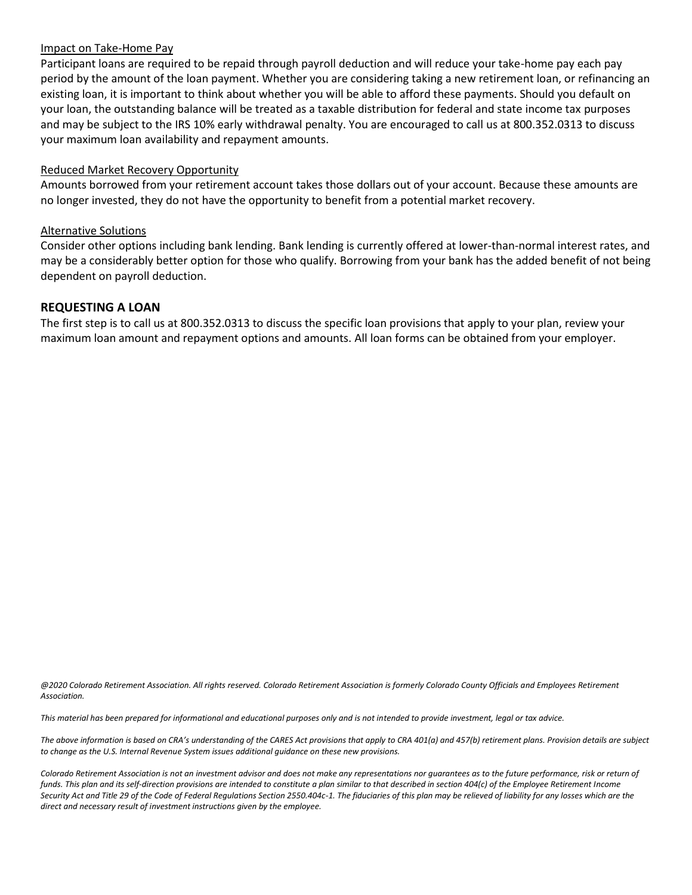Impact on Take-Home Pay

Participant loans are required to be repaid through payroll deduction and will reduce your take-home pay each pay period by the amount of the loan payment. Whether you are considering taking a new retirement loan, or refinancing an existing loan, it is important to think about whether you will be able to afford these payments. Should you default on your loan, the outstanding balance will be treated as a taxable distribution for federal and state income tax purposes and may be subject to the IRS 10% early withdrawal penalty. You are encouraged to call us at 800.352.0313 to discuss your maximum loan availability and repayment amounts.

Reduced Market Recovery Opportunity

Amounts borrowed from your retirement account takes those dollars out of your account. Because these amounts are no longer invested, they do not have the opportunity to benefit from a potential market recovery.

Alternative Solutions

Consider other options including bank lending. Bank lending is currently offered at lower-than-normal interest rates, and may be a considerably better option for those who qualify. Borrowing from your bank has the added benefit of not being dependent on payroll deduction.

## REQUESTING A LOAN

The first step is to call us at 800.352.0313 to discuss the specific loan provisions that apply to your plan, review your maximum loan amount and repayment options and amounts. All loan forms can be obtained from your employer.

*@2020 Colorado Retirement Association. All rights reserved. Colorado Retirement Association is formerly Colorado County Officials and Employees Retirement Association.*

*This material has been prepared for informational and educational purposes only and is not intended to provide investment, legal or tax advice.*

*The above information is based on CRA's understanding of the CARES Act provisions that apply to CRA 401(a) and 457(b) retirement plans. Provision details are subject to change as the U.S. Internal Revenue System issues additional guidance on these new provisions.*

*Colorado Retirement Association is not an investment advisor and does not make any representations nor guarantees as to the future performance, risk or return of funds. This plan and its self-direction provisions are intended to constitute a plan similar to that described in section 404(c) of the Employee Retirement Income Security Act and Title 29 of the Code of Federal Regulations Section 2550.404c-1. The fiduciaries of this plan may be relieved of liability for any losses which are the direct and necessary result of investment instructions given by the employee.*